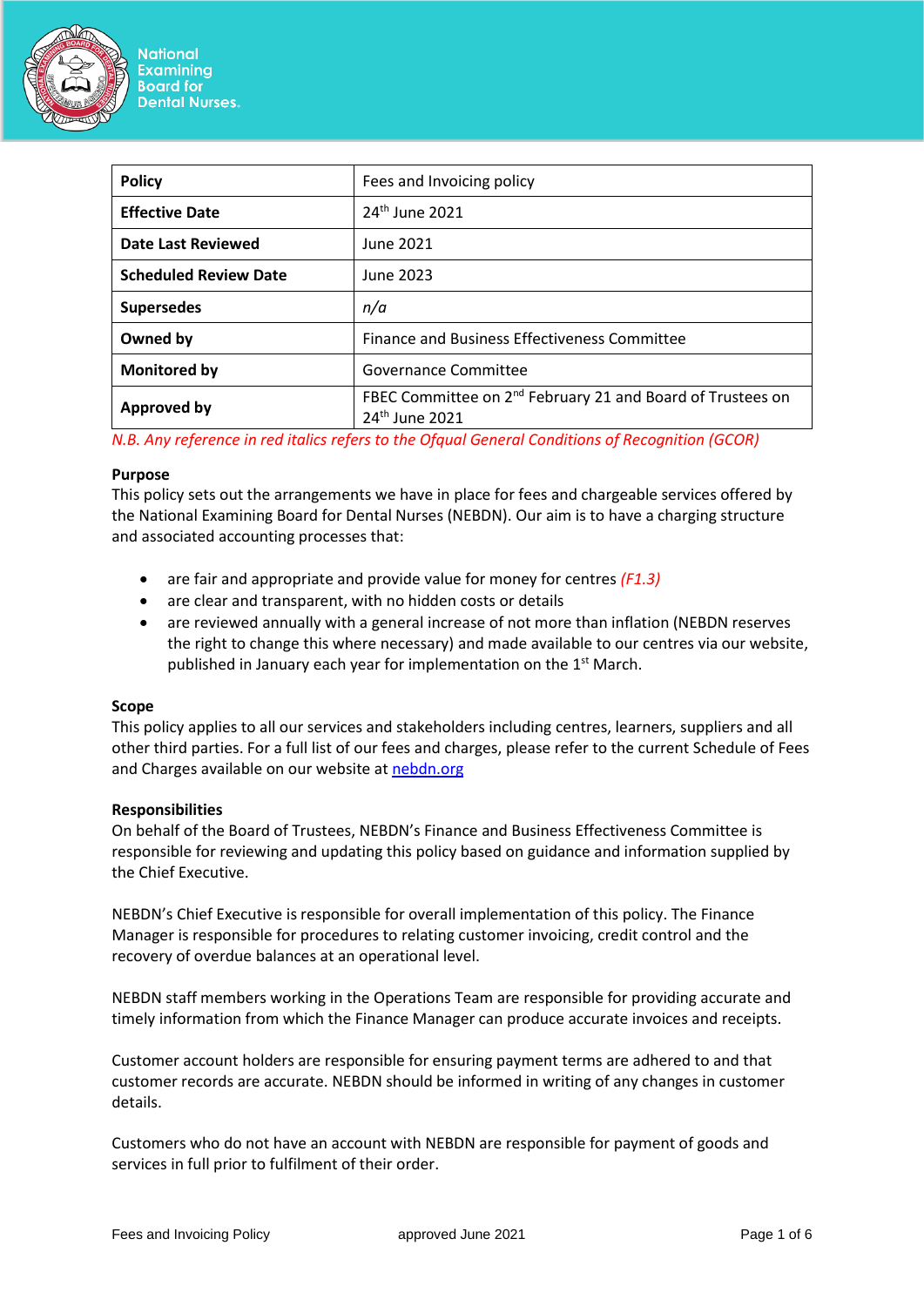National Examining Board for Dental Nurses.

| Policy | Fees and Invoicing policy |
|---|---|
| **Effective Date** | 24th June 2021 |
| **Date Last Reviewed** | June 2021 |
| **Scheduled Review Date** | June 2023 |
| **Supersedes** | *n/a* |
| **Owned by** | Finance and Business Effectiveness Committee |
| **Monitored by** | Governance Committee |
| **Approved by** | FBEC Committee on 2nd February 21 and Board of Trustees on 24th June 2021 |

*N.B. Any reference in red italics refers to the Ofqual General Conditions of Recognition (GCOR)*

**Purpose**

This policy sets out the arrangements we have in place for fees and chargeable services offered by the National Examining Board for Dental Nurses (NEBDN). Our aim is to have a charging structure and associated accounting processes that:

- are fair and appropriate and provide value for money for centres *(F1.3)*
- are clear and transparent, with no hidden costs or details
- are reviewed annually with a general increase of not more than inflation (NEBDN reserves the right to change this where necessary) and made available to our centres via our website, published in January each year for implementation on the 1st March.

**Scope**

This policy applies to all our services and stakeholders including centres, learners, suppliers and all other third parties. For a full list of our fees and charges, please refer to the current Schedule of Fees and Charges available on our website at nebdn.org

**Responsibilities**

On behalf of the Board of Trustees, NEBDN's Finance and Business Effectiveness Committee is responsible for reviewing and updating this policy based on guidance and information supplied by the Chief Executive.

NEBDN's Chief Executive is responsible for overall implementation of this policy. The Finance Manager is responsible for procedures to relating customer invoicing, credit control and the recovery of overdue balances at an operational level.

NEBDN staff members working in the Operations Team are responsible for providing accurate and timely information from which the Finance Manager can produce accurate invoices and receipts.

Customer account holders are responsible for ensuring payment terms are adhered to and that customer records are accurate. NEBDN should be informed in writing of any changes in customer details.

Customers who do not have an account with NEBDN are responsible for payment of goods and services in full prior to fulfilment of their order.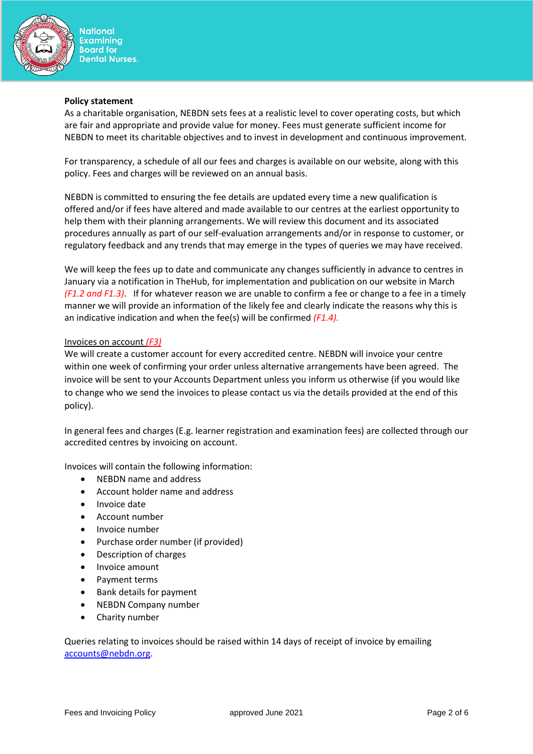**Policy statement**

As a charitable organisation, NEBDN sets fees at a realistic level to cover operating costs, but which are fair and appropriate and provide value for money. Fees must generate sufficient income for NEBDN to meet its charitable objectives and to invest in development and continuous improvement.

For transparency, a schedule of all our fees and charges is available on our website, along with this policy. Fees and charges will be reviewed on an annual basis.

NEBDN is committed to ensuring the fee details are updated every time a new qualification is offered and/or if fees have altered and made available to our centres at the earliest opportunity to help them with their planning arrangements. We will review this document and its associated procedures annually as part of our self-evaluation arrangements and/or in response to customer, or regulatory feedback and any trends that may emerge in the types of queries we may have received.

We will keep the fees up to date and communicate any changes sufficiently in advance to centres in January via a notification in TheHub, for implementation and publication on our website in March *(F1.2 and F1.3)*. If for whatever reason we are unable to confirm a fee or change to a fee in a timely manner we will provide an information of the likely fee and clearly indicate the reasons why this is an indicative indication and when the fee(s) will be confirmed *(F1.4).*

Invoices on account *(F3)*

We will create a customer account for every accredited centre. NEBDN will invoice your centre within one week of confirming your order unless alternative arrangements have been agreed. The invoice will be sent to your Accounts Department unless you inform us otherwise (if you would like to change who we send the invoices to please contact us via the details provided at the end of this policy).

In general fees and charges (E.g. learner registration and examination fees) are collected through our accredited centres by invoicing on account.

Invoices will contain the following information:

- NEBDN name and address
- Account holder name and address
- Invoice date
- Account number
- Invoice number
- Purchase order number (if provided)
- Description of charges
- Invoice amount
- Payment terms
- Bank details for payment
- NEBDN Company number
- Charity number

Queries relating to invoices should be raised within 14 days of receipt of invoice by emailing accounts@nebdn.org.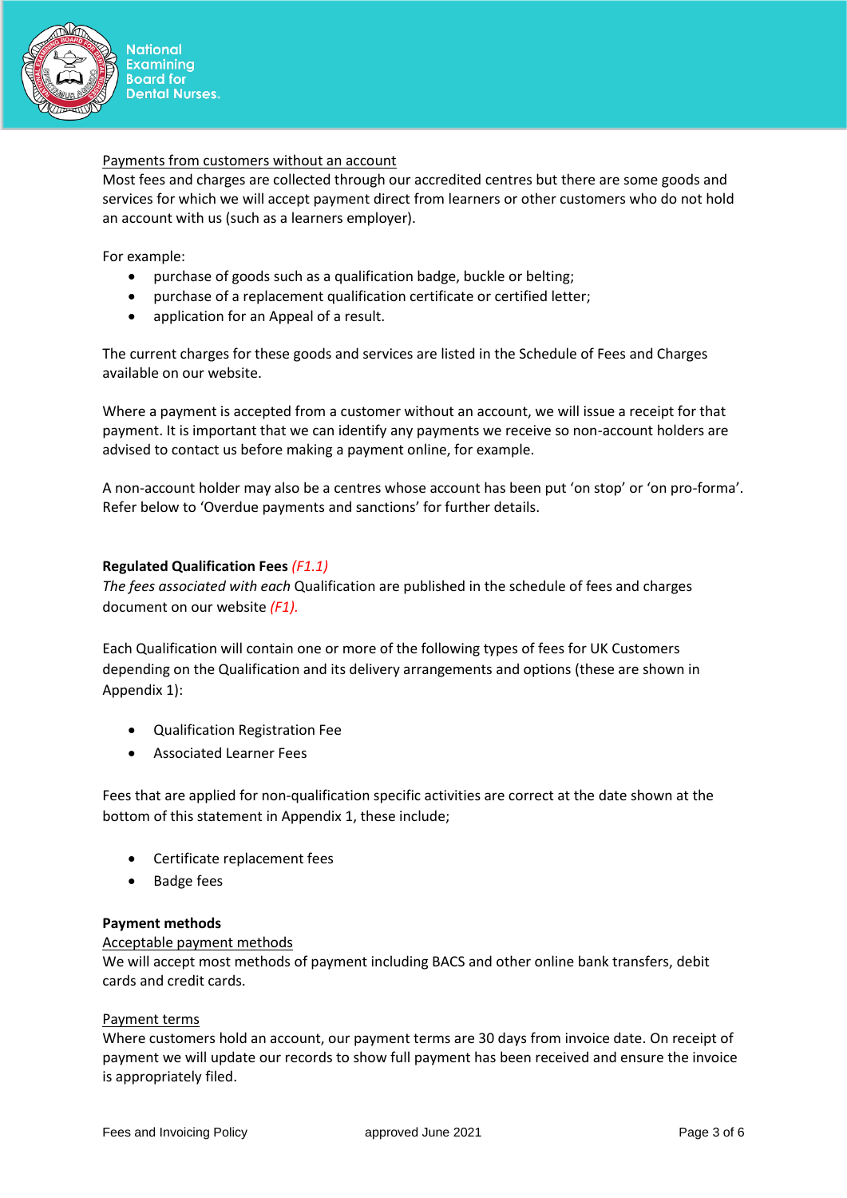Payments from customers without an account

Most fees and charges are collected through our accredited centres but there are some goods and services for which we will accept payment direct from learners or other customers who do not hold an account with us (such as a learners employer).

For example:

- purchase of goods such as a qualification badge, buckle or belting;
- purchase of a replacement qualification certificate or certified letter;
- application for an Appeal of a result.

The current charges for these goods and services are listed in the Schedule of Fees and Charges available on our website.

Where a payment is accepted from a customer without an account, we will issue a receipt for that payment. It is important that we can identify any payments we receive so non-account holders are advised to contact us before making a payment online, for example.

A non-account holder may also be a centres whose account has been put 'on stop' or 'on pro-forma'. Refer below to 'Overdue payments and sanctions' for further details.

**Regulated Qualification Fees** *(F1.1)*

*The fees associated with each* Qualification are published in the schedule of fees and charges document on our website *(F1).*

Each Qualification will contain one or more of the following types of fees for UK Customers depending on the Qualification and its delivery arrangements and options (these are shown in Appendix 1):

- Qualification Registration Fee
- Associated Learner Fees

Fees that are applied for non-qualification specific activities are correct at the date shown at the bottom of this statement in Appendix 1, these include;

- Certificate replacement fees
- Badge fees

**Payment methods**

Acceptable payment methods

We will accept most methods of payment including BACS and other online bank transfers, debit cards and credit cards.

Payment terms

Where customers hold an account, our payment terms are 30 days from invoice date. On receipt of payment we will update our records to show full payment has been received and ensure the invoice is appropriately filed.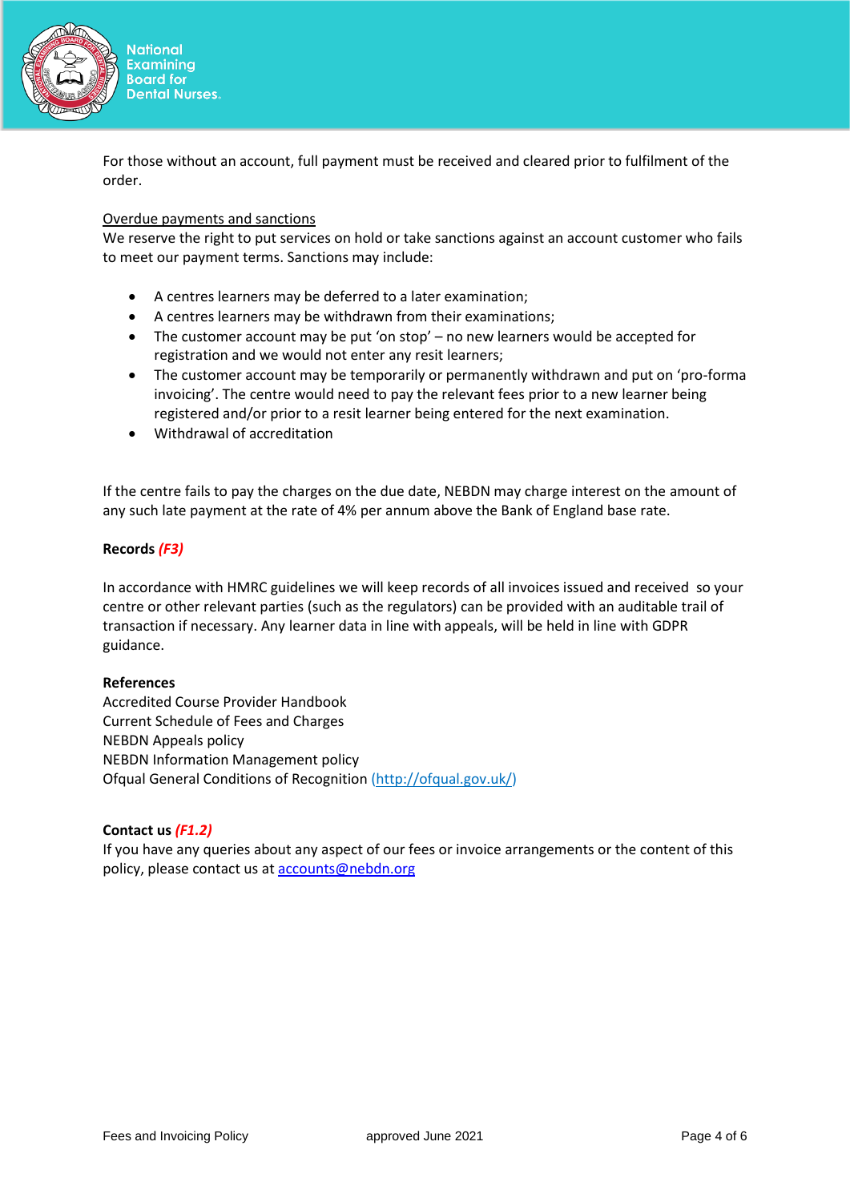For those without an account, full payment must be received and cleared prior to fulfilment of the order.

Overdue payments and sanctions

We reserve the right to put services on hold or take sanctions against an account customer who fails to meet our payment terms. Sanctions may include:

- A centres learners may be deferred to a later examination;
- A centres learners may be withdrawn from their examinations;
- The customer account may be put 'on stop' – no new learners would be accepted for registration and we would not enter any resit learners;
- The customer account may be temporarily or permanently withdrawn and put on 'pro-forma invoicing'. The centre would need to pay the relevant fees prior to a new learner being registered and/or prior to a resit learner being entered for the next examination.
- Withdrawal of accreditation

If the centre fails to pay the charges on the due date, NEBDN may charge interest on the amount of any such late payment at the rate of 4% per annum above the Bank of England base rate.

**Records *(F3)***

In accordance with HMRC guidelines we will keep records of all invoices issued and received so your centre or other relevant parties (such as the regulators) can be provided with an auditable trail of transaction if necessary. Any learner data in line with appeals, will be held in line with GDPR guidance.

**References**

Accredited Course Provider Handbook
Current Schedule of Fees and Charges
NEBDN Appeals policy
NEBDN Information Management policy
Ofqual General Conditions of Recognition (http://ofqual.gov.uk/)

**Contact us *(F1.2)***

If you have any queries about any aspect of our fees or invoice arrangements or the content of this policy, please contact us at accounts@nebdn.org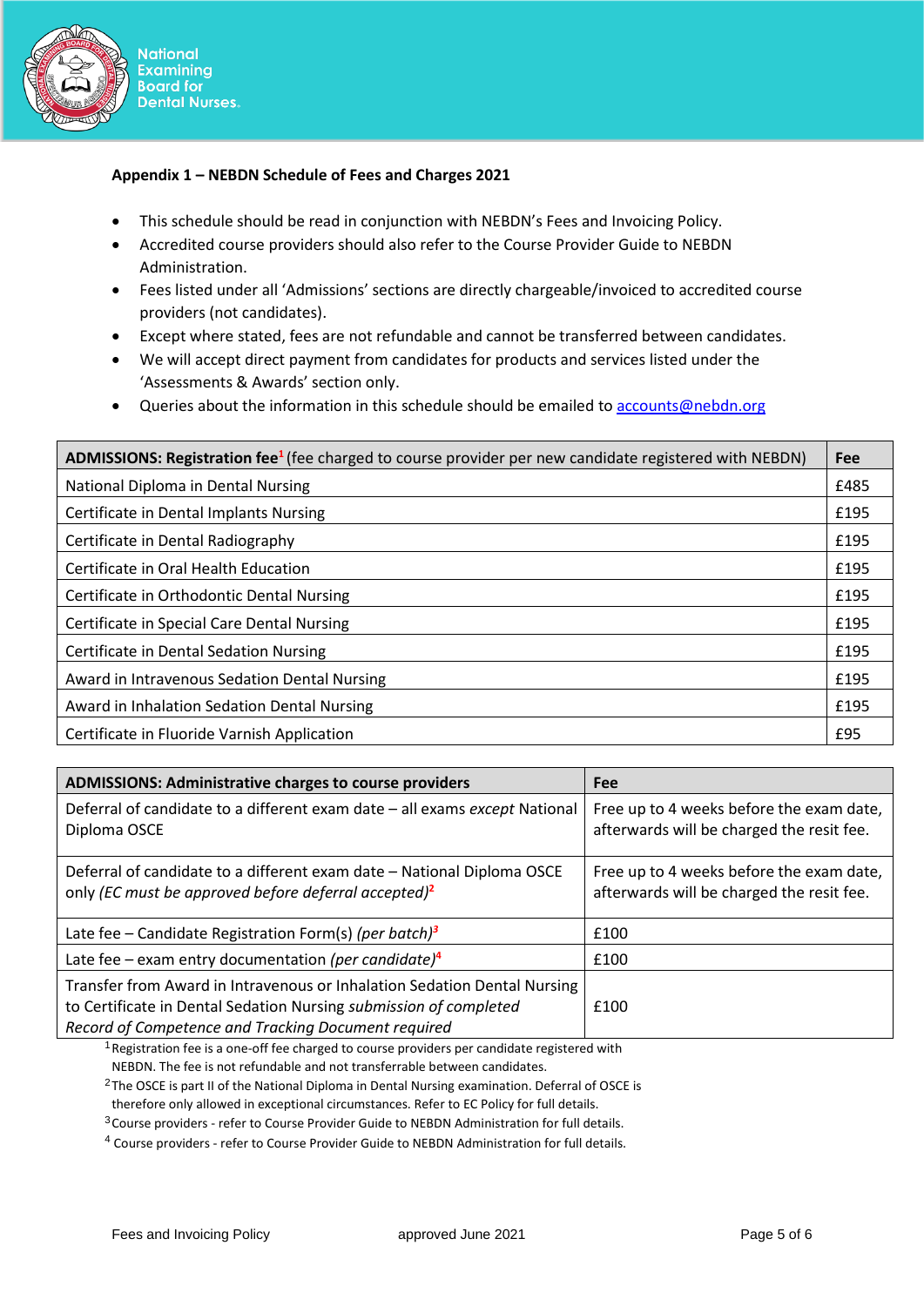**Appendix 1 – NEBDN Schedule of Fees and Charges 2021**

- This schedule should be read in conjunction with NEBDN's Fees and Invoicing Policy.
- Accredited course providers should also refer to the Course Provider Guide to NEBDN Administration.
- Fees listed under all 'Admissions' sections are directly chargeable/invoiced to accredited course providers (not candidates).
- Except where stated, fees are not refundable and cannot be transferred between candidates.
- We will accept direct payment from candidates for products and services listed under the 'Assessments & Awards' section only.
- Queries about the information in this schedule should be emailed to accounts@nebdn.org

| **ADMISSIONS: Registration fee**[1] (fee charged to course provider per new candidate registered with NEBDN) | **Fee** |
|---|---|
| National Diploma in Dental Nursing | £485 |
| Certificate in Dental Implants Nursing | £195 |
| Certificate in Dental Radiography | £195 |
| Certificate in Oral Health Education | £195 |
| Certificate in Orthodontic Dental Nursing | £195 |
| Certificate in Special Care Dental Nursing | £195 |
| Certificate in Dental Sedation Nursing | £195 |
| Award in Intravenous Sedation Dental Nursing | £195 |
| Award in Inhalation Sedation Dental Nursing | £195 |
| Certificate in Fluoride Varnish Application | £95 |

| **ADMISSIONS: Administrative charges to course providers** | **Fee** |
|---|---|
| Deferral of candidate to a different exam date – all exams *except* National Diploma OSCE | Free up to 4 weeks before the exam date, afterwards will be charged the resit fee. |
| Deferral of candidate to a different exam date – National Diploma OSCE only *(EC must be approved before deferral accepted)*[2] | Free up to 4 weeks before the exam date, afterwards will be charged the resit fee. |
| Late fee – Candidate Registration Form(s) *(per batch)*[3] | £100 |
| Late fee – exam entry documentation *(per candidate)*[4] | £100 |
| Transfer from Award in Intravenous or Inhalation Sedation Dental Nursing to Certificate in Dental Sedation Nursing *submission of completed Record of Competence and Tracking Document required* | £100 |

[1] Registration fee is a one-off fee charged to course providers per candidate registered with NEBDN. The fee is not refundable and not transferrable between candidates.

[2] The OSCE is part II of the National Diploma in Dental Nursing examination. Deferral of OSCE is therefore only allowed in exceptional circumstances. Refer to EC Policy for full details.

[3] Course providers - refer to Course Provider Guide to NEBDN Administration for full details.

[4] Course providers - refer to Course Provider Guide to NEBDN Administration for full details.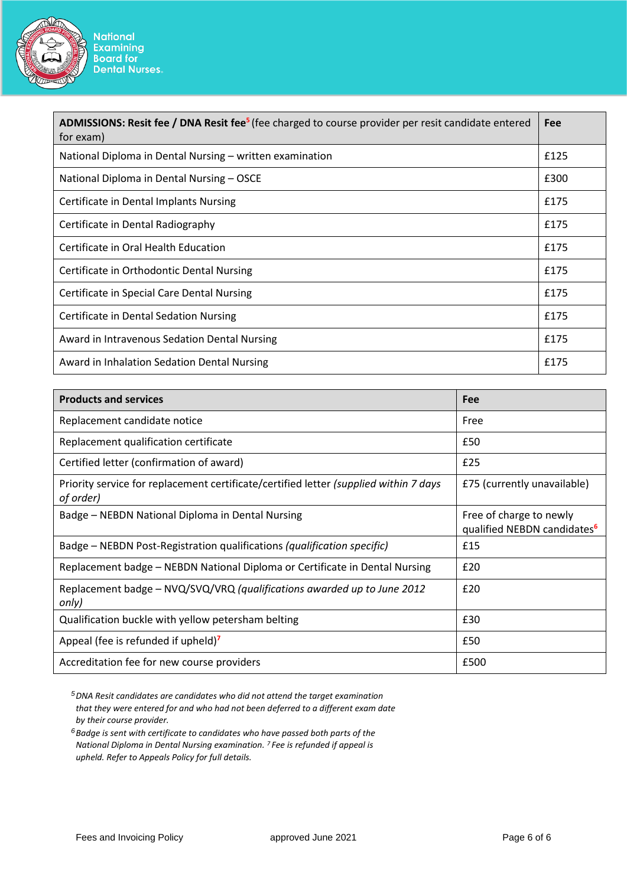| **ADMISSIONS: Resit fee / DNA Resit fee**[5] (fee charged to course provider per resit candidate entered for exam) | **Fee** |
|---|---|
| National Diploma in Dental Nursing – written examination | £125 |
| National Diploma in Dental Nursing – OSCE | £300 |
| Certificate in Dental Implants Nursing | £175 |
| Certificate in Dental Radiography | £175 |
| Certificate in Oral Health Education | £175 |
| Certificate in Orthodontic Dental Nursing | £175 |
| Certificate in Special Care Dental Nursing | £175 |
| Certificate in Dental Sedation Nursing | £175 |
| Award in Intravenous Sedation Dental Nursing | £175 |
| Award in Inhalation Sedation Dental Nursing | £175 |

| **Products and services** | **Fee** |
|---|---|
| Replacement candidate notice | Free |
| Replacement qualification certificate | £50 |
| Certified letter (confirmation of award) | £25 |
| Priority service for replacement certificate/certified letter *(supplied within 7 days of order)* | £75 (currently unavailable) |
| Badge – NEBDN National Diploma in Dental Nursing | Free of charge to newly qualified NEBDN candidates[6] |
| Badge – NEBDN Post-Registration qualifications *(qualification specific)* | £15 |
| Replacement badge – NEBDN National Diploma or Certificate in Dental Nursing | £20 |
| Replacement badge – NVQ/SVQ/VRQ *(qualifications awarded up to June 2012 only)* | £20 |
| Qualification buckle with yellow petersham belting | £30 |
| Appeal (fee is refunded if upheld)[7] | £50 |
| Accreditation fee for new course providers | £500 |

*[5] DNA Resit candidates are candidates who did not attend the target examination that they were entered for and who had not been deferred to a different exam date by their course provider.*

*[6] Badge is sent with certificate to candidates who have passed both parts of the National Diploma in Dental Nursing examination. [7] Fee is refunded if appeal is upheld. Refer to Appeals Policy for full details.*